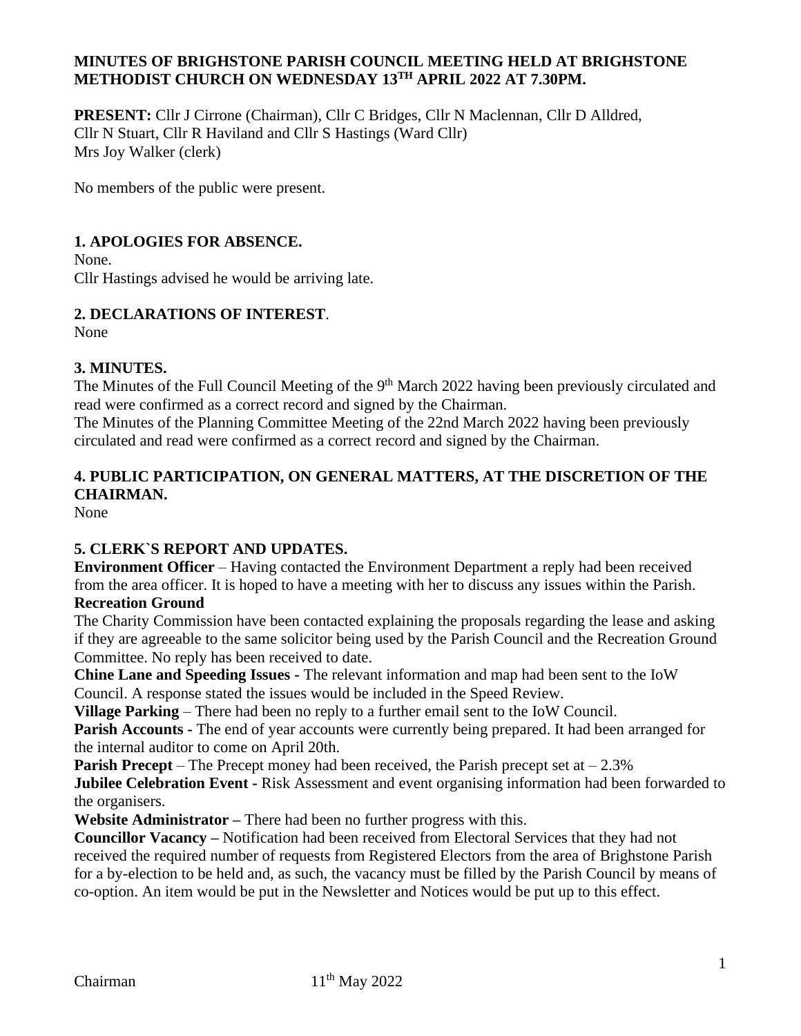# MINUTES OF BRIGHSTONE PARISH COUNCIL MEETING HELD AT BRIGHSTONE METHODIST CHURCH ON WEDNESDAY 13TH APRIL 2022 AT 7.30PM.

**PRESENT:** Cllr J Cirrone (Chairman), Cllr C Bridges, Cllr N Maclennan, Cllr D Alldred, Cllr N Stuart, Cllr R Haviland and Cllr S Hastings (Ward Cllr)
Mrs Joy Walker (clerk)

No members of the public were present.

## 1. APOLOGIES FOR ABSENCE.

None.
Cllr Hastings advised he would be arriving late.

## 2. DECLARATIONS OF INTEREST.

None

## 3. MINUTES.

The Minutes of the Full Council Meeting of the 9th March 2022 having been previously circulated and read were confirmed as a correct record and signed by the Chairman.
The Minutes of the Planning Committee Meeting of the 22nd March 2022 having been previously circulated and read were confirmed as a correct record and signed by the Chairman.

## 4. PUBLIC PARTICIPATION, ON GENERAL MATTERS, AT THE DISCRETION OF THE CHAIRMAN.

None

## 5. CLERK`S REPORT AND UPDATES.

**Environment Officer** – Having contacted the Environment Department a reply had been received from the area officer. It is hoped to have a meeting with her to discuss any issues within the Parish.

**Recreation Ground**
The Charity Commission have been contacted explaining the proposals regarding the lease and asking if they are agreeable to the same solicitor being used by the Parish Council and the Recreation Ground Committee. No reply has been received to date.

**Chine Lane and Speeding Issues -** The relevant information and map had been sent to the IoW Council. A response stated the issues would be included in the Speed Review.

**Village Parking** – There had been no reply to a further email sent to the IoW Council.

**Parish Accounts -** The end of year accounts were currently being prepared. It had been arranged for the internal auditor to come on April 20th.

**Parish Precept** – The Precept money had been received, the Parish precept set at – 2.3%

**Jubilee Celebration Event -** Risk Assessment and event organising information had been forwarded to the organisers.

**Website Administrator –** There had been no further progress with this.

**Councillor Vacancy –** Notification had been received from Electoral Services that they had not received the required number of requests from Registered Electors from the area of Brighstone Parish for a by-election to be held and, as such, the vacancy must be filled by the Parish Council by means of co-option. An item would be put in the Newsletter and Notices would be put up to this effect.

Chairman 11th May 2022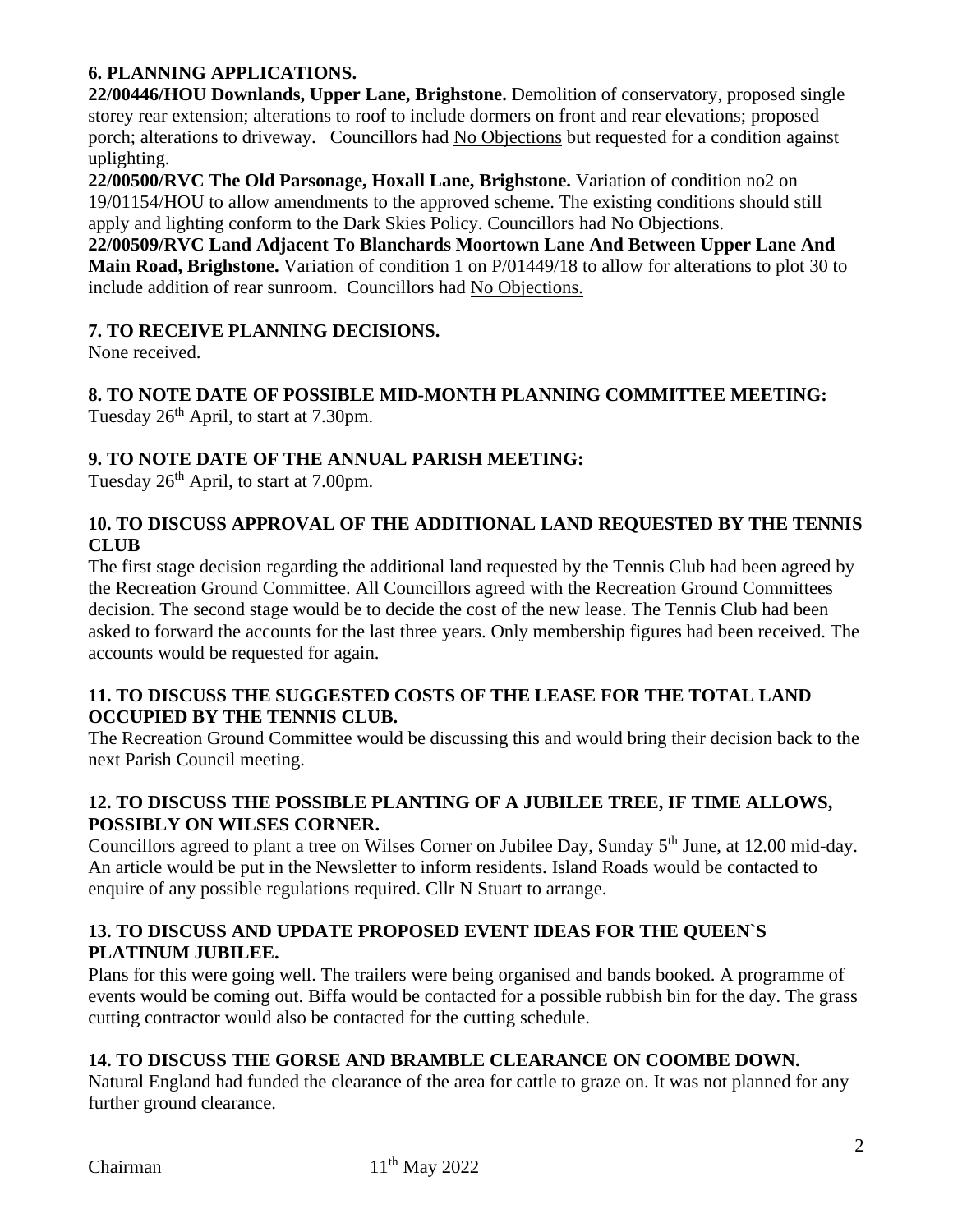## 6. PLANNING APPLICATIONS.

**22/00446/HOU Downlands, Upper Lane, Brighstone.** Demolition of conservatory, proposed single storey rear extension; alterations to roof to include dormers on front and rear elevations; proposed porch; alterations to driveway. Councillors had No Objections but requested for a condition against uplighting.

**22/00500/RVC The Old Parsonage, Hoxall Lane, Brighstone.** Variation of condition no2 on 19/01154/HOU to allow amendments to the approved scheme. The existing conditions should still apply and lighting conform to the Dark Skies Policy. Councillors had No Objections.

**22/00509/RVC Land Adjacent To Blanchards Moortown Lane And Between Upper Lane And Main Road, Brighstone.** Variation of condition 1 on P/01449/18 to allow for alterations to plot 30 to include addition of rear sunroom. Councillors had No Objections.

## 7. TO RECEIVE PLANNING DECISIONS.

None received.

## 8. TO NOTE DATE OF POSSIBLE MID-MONTH PLANNING COMMITTEE MEETING:

Tuesday 26th April, to start at 7.30pm.

## 9. TO NOTE DATE OF THE ANNUAL PARISH MEETING:

Tuesday 26th April, to start at 7.00pm.

## 10. TO DISCUSS APPROVAL OF THE ADDITIONAL LAND REQUESTED BY THE TENNIS CLUB

The first stage decision regarding the additional land requested by the Tennis Club had been agreed by the Recreation Ground Committee. All Councillors agreed with the Recreation Ground Committees decision. The second stage would be to decide the cost of the new lease. The Tennis Club had been asked to forward the accounts for the last three years. Only membership figures had been received. The accounts would be requested for again.

## 11. TO DISCUSS THE SUGGESTED COSTS OF THE LEASE FOR THE TOTAL LAND OCCUPIED BY THE TENNIS CLUB.

The Recreation Ground Committee would be discussing this and would bring their decision back to the next Parish Council meeting.

## 12. TO DISCUSS THE POSSIBLE PLANTING OF A JUBILEE TREE, IF TIME ALLOWS, POSSIBLY ON WILSES CORNER.

Councillors agreed to plant a tree on Wilses Corner on Jubilee Day, Sunday 5th June, at 12.00 mid-day. An article would be put in the Newsletter to inform residents. Island Roads would be contacted to enquire of any possible regulations required. Cllr N Stuart to arrange.

## 13. TO DISCUSS AND UPDATE PROPOSED EVENT IDEAS FOR THE QUEEN`S PLATINUM JUBILEE.

Plans for this were going well. The trailers were being organised and bands booked. A programme of events would be coming out. Biffa would be contacted for a possible rubbish bin for the day. The grass cutting contractor would also be contacted for the cutting schedule.

## 14. TO DISCUSS THE GORSE AND BRAMBLE CLEARANCE ON COOMBE DOWN.

Natural England had funded the clearance of the area for cattle to graze on. It was not planned for any further ground clearance.

Chairman 11th May 2022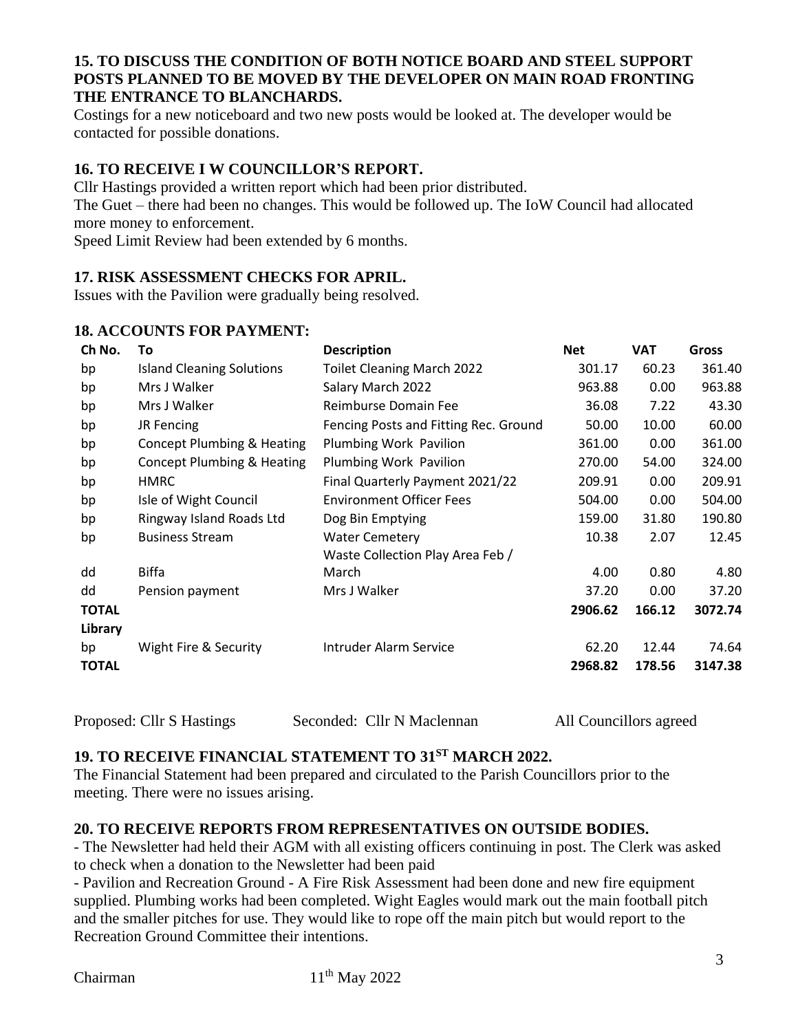## 15. TO DISCUSS THE CONDITION OF BOTH NOTICE BOARD AND STEEL SUPPORT POSTS PLANNED TO BE MOVED BY THE DEVELOPER ON MAIN ROAD FRONTING THE ENTRANCE TO BLANCHARDS.

Costings for a new noticeboard and two new posts would be looked at. The developer would be contacted for possible donations.

## 16. TO RECEIVE I W COUNCILLOR'S REPORT.

Cllr Hastings provided a written report which had been prior distributed.

The Guet – there had been no changes. This would be followed up. The IoW Council had allocated more money to enforcement.

Speed Limit Review had been extended by 6 months.

## 17. RISK ASSESSMENT CHECKS FOR APRIL.

Issues with the Pavilion were gradually being resolved.

## 18. ACCOUNTS FOR PAYMENT:

| Ch No. | To | Description | Net | VAT | Gross |
|---|---|---|---|---|---|
| bp | Island Cleaning Solutions | Toilet Cleaning March 2022 | 301.17 | 60.23 | 361.40 |
| bp | Mrs J Walker | Salary March 2022 | 963.88 | 0.00 | 963.88 |
| bp | Mrs J Walker | Reimburse Domain Fee | 36.08 | 7.22 | 43.30 |
| bp | JR Fencing | Fencing Posts and Fitting Rec. Ground | 50.00 | 10.00 | 60.00 |
| bp | Concept Plumbing & Heating | Plumbing Work Pavilion | 361.00 | 0.00 | 361.00 |
| bp | Concept Plumbing & Heating | Plumbing Work Pavilion | 270.00 | 54.00 | 324.00 |
| bp | HMRC | Final Quarterly Payment 2021/22 | 209.91 | 0.00 | 209.91 |
| bp | Isle of Wight Council | Environment Officer Fees | 504.00 | 0.00 | 504.00 |
| bp | Ringway Island Roads Ltd | Dog Bin Emptying | 159.00 | 31.80 | 190.80 |
| bp | Business Stream | Water Cemetery | 10.38 | 2.07 | 12.45 |
| dd | Biffa | Waste Collection Play Area Feb / March | 4.00 | 0.80 | 4.80 |
| dd | Pension payment | Mrs J Walker | 37.20 | 0.00 | 37.20 |
| **TOTAL** | | | **2906.62** | **166.12** | **3072.74** |
| **Library** | | | | | |
| bp | Wight Fire & Security | Intruder Alarm Service | 62.20 | 12.44 | 74.64 |
| **TOTAL** | | | **2968.82** | **178.56** | **3147.38** |

Proposed: Cllr S Hastings Seconded: Cllr N Maclennan All Councillors agreed

## 19. TO RECEIVE FINANCIAL STATEMENT TO 31ST MARCH 2022.

The Financial Statement had been prepared and circulated to the Parish Councillors prior to the meeting. There were no issues arising.

## 20. TO RECEIVE REPORTS FROM REPRESENTATIVES ON OUTSIDE BODIES.

- The Newsletter had held their AGM with all existing officers continuing in post. The Clerk was asked to check when a donation to the Newsletter had been paid
- Pavilion and Recreation Ground - A Fire Risk Assessment had been done and new fire equipment supplied. Plumbing works had been completed. Wight Eagles would mark out the main football pitch and the smaller pitches for use. They would like to rope off the main pitch but would report to the Recreation Ground Committee their intentions.

Chairman 11th May 2022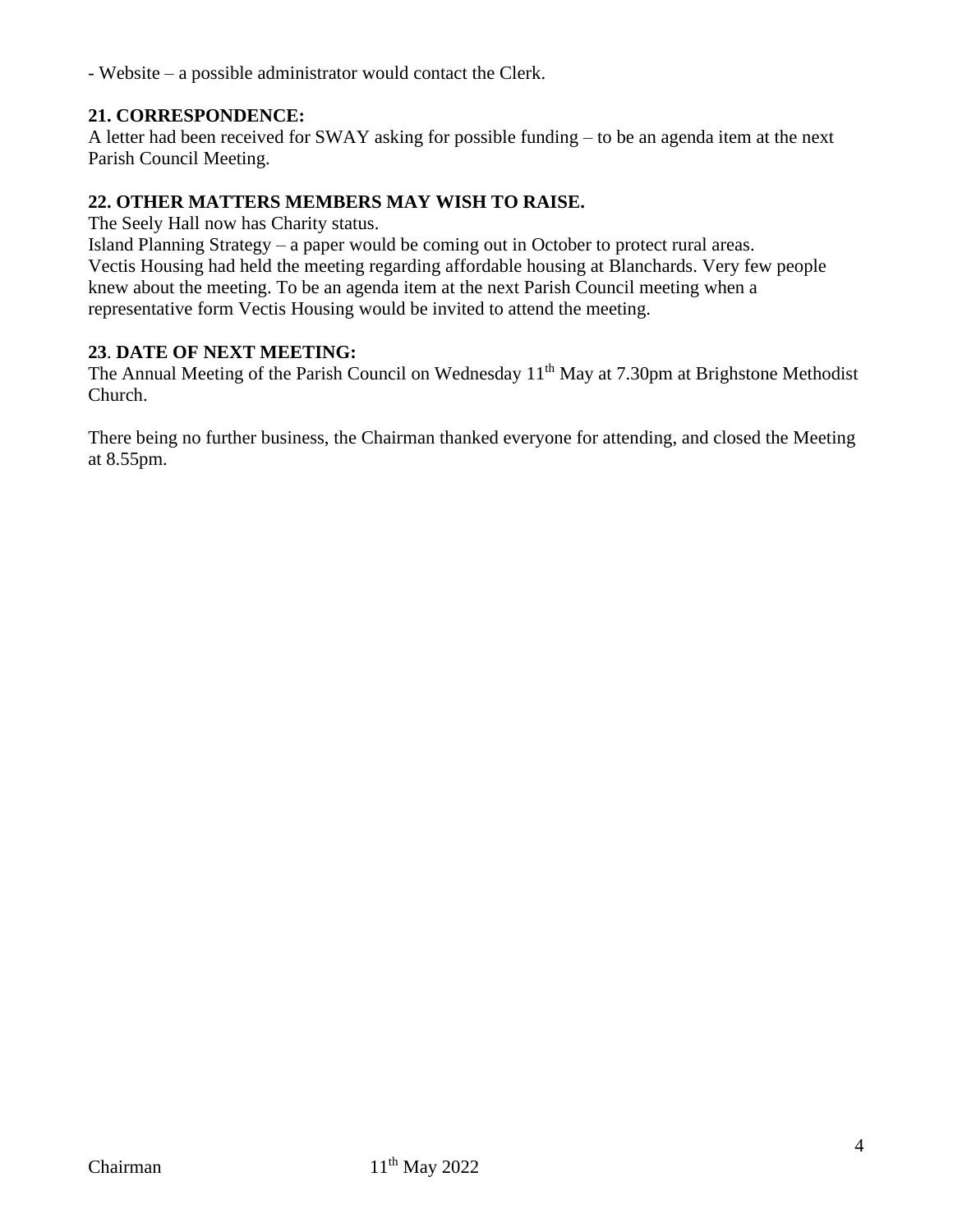- Website – a possible administrator would contact the Clerk.

**21. CORRESPONDENCE:**

A letter had been received for SWAY asking for possible funding – to be an agenda item at the next Parish Council Meeting.

**22. OTHER MATTERS MEMBERS MAY WISH TO RAISE.**

The Seely Hall now has Charity status.
Island Planning Strategy – a paper would be coming out in October to protect rural areas.
Vectis Housing had held the meeting regarding affordable housing at Blanchards. Very few people knew about the meeting. To be an agenda item at the next Parish Council meeting when a representative form Vectis Housing would be invited to attend the meeting.

**23. DATE OF NEXT MEETING:**

The Annual Meeting of the Parish Council on Wednesday 11th May at 7.30pm at Brighstone Methodist Church.

There being no further business, the Chairman thanked everyone for attending, and closed the Meeting at 8.55pm.

Chairman 11th May 2022